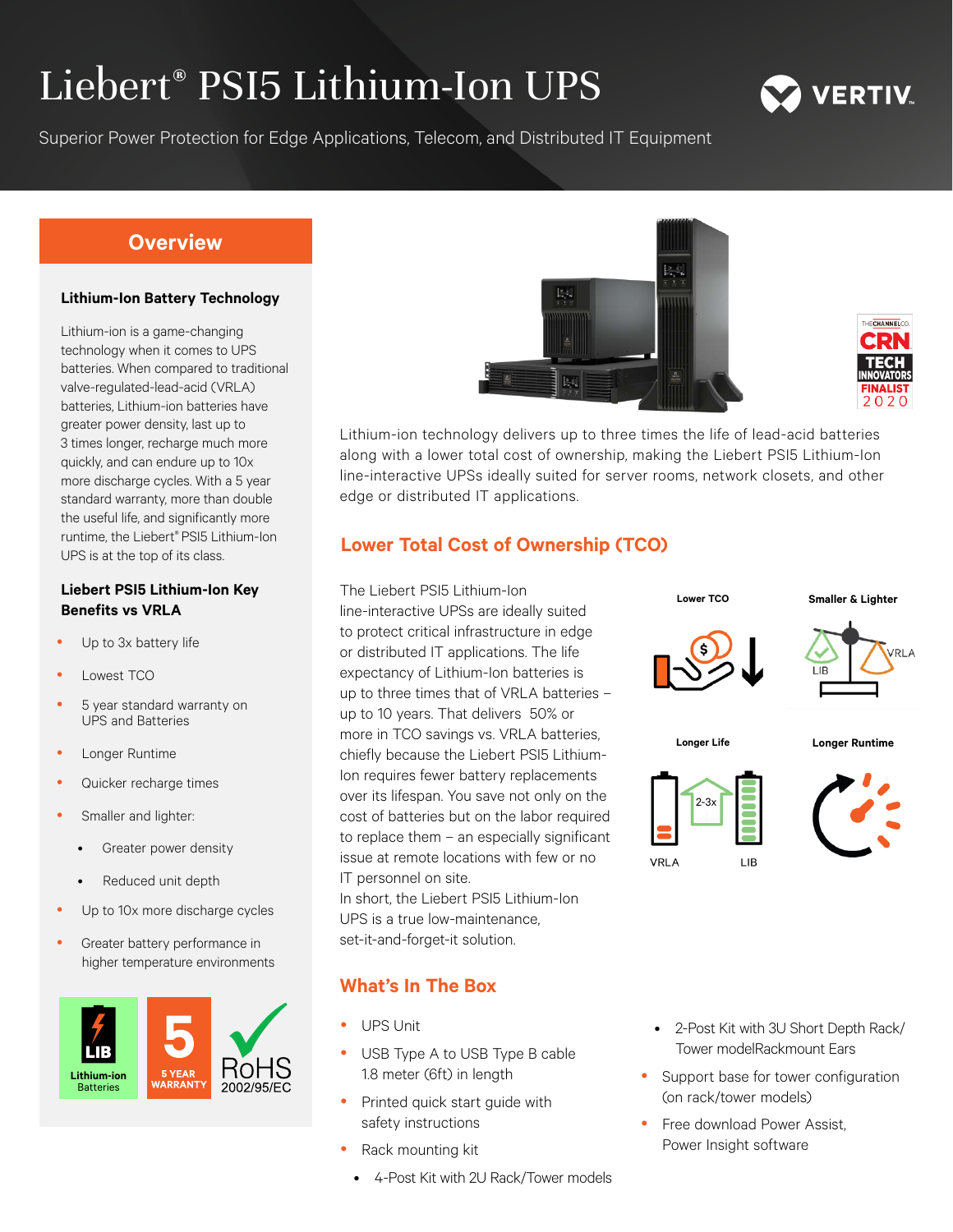# Liebert® PSI5 Lithium-Ion UPS

Superior Power Protection for Edge Applications, Telecom, and Distributed IT Equipment

## Overview

### Lithium-Ion Battery Technology

Lithium-ion is a game-changing technology when it comes to UPS batteries. When compared to traditional valve-regulated-lead-acid (VRLA) batteries, Lithium-ion batteries have greater power density, last up to 3 times longer, recharge much more quickly, and can endure up to 10x more discharge cycles. With a 5 year standard warranty, more than double the useful life, and significantly more runtime, the Liebert® PSI5 Lithium-Ion UPS is at the top of its class.

### Liebert PSI5 Lithium-Ion Key Benefits vs VRLA

- Up to 3x battery life
- Lowest TCO
- 5 year standard warranty on UPS and Batteries
- Longer Runtime
- Quicker recharge times
- Smaller and lighter:
  - Greater power density
  - Reduced unit depth
- Up to 10x more discharge cycles
- Greater battery performance in higher temperature environments

LIB Lithium-ion Batteries | 5 YEAR WARRANTY | RoHS 2002/95/EC

CRN TECH INNOVATORS FINALIST 2020

Lithium-ion technology delivers up to three times the life of lead-acid batteries along with a lower total cost of ownership, making the Liebert PSI5 Lithium-Ion line-interactive UPSs ideally suited for server rooms, network closets, and other edge or distributed IT applications.

## Lower Total Cost of Ownership (TCO)

The Liebert PSI5 Lithium-Ion line-interactive UPSs are ideally suited to protect critical infrastructure in edge or distributed IT applications. The life expectancy of Lithium-Ion batteries is up to three times that of VRLA batteries – up to 10 years. That delivers 50% or more in TCO savings vs. VRLA batteries, chiefly because the Liebert PSI5 Lithium-Ion requires fewer battery replacements over its lifespan. You save not only on the cost of batteries but on the labor required to replace them – an especially significant issue at remote locations with few or no IT personnel on site.
In short, the Liebert PSI5 Lithium-Ion UPS is a true low-maintenance, set-it-and-forget-it solution.

Lower TCO | Smaller & Lighter (LIB, VRLA) | Longer Life (VRLA, 2-3x, LIB) | Longer Runtime

## What's In The Box

- UPS Unit
- USB Type A to USB Type B cable 1.8 meter (6ft) in length
- Printed quick start guide with safety instructions
- Rack mounting kit
  - 4-Post Kit with 2U Rack/Tower models
  - 2-Post Kit with 3U Short Depth Rack/ Tower modelRackmount Ears
- Support base for tower configuration (on rack/tower models)
- Free download Power Assist, Power Insight software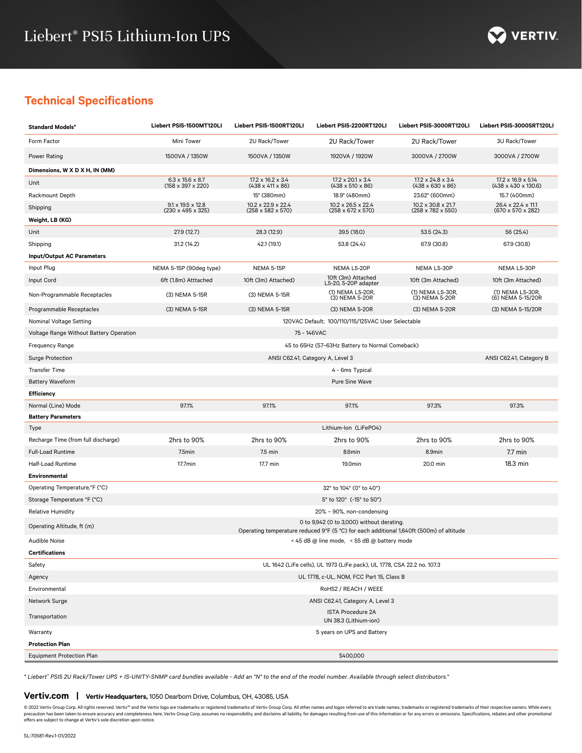# Liebert® PSI5 Lithium-Ion UPS

## Technical Specifications

| Standard Models* | Liebert PSI5-1500MT120LI | Liebert PSI5-1500RT120LI | Liebert PSI5-2200RT120LI | Liebert PSI5-3000RT120LI | Liebert PSI5-3000SRT120LI |
|---|---|---|---|---|---|
| Form Factor | Mini Tower | 2U Rack/Tower | 2U Rack/Tower | 2U Rack/Tower | 3U Rack/Tower |
| Power Rating | 1500VA / 1350W | 1500VA / 1350W | 1920VA / 1920W | 3000VA / 2700W | 3000VA / 2700W |
| **Dimensions, W X D X H, IN (MM)** | | | | | |
| Unit | 6.3 x 15.6 x 8.7 (158 x 397 x 220) | 17.2 x 16.2 x 3.4 (438 x 411 x 86) | 17.2 x 20.1 x 3.4 (438 x 510 x 86) | 17.2 x 24.8 x 3.4 (438 x 630 x 86) | 17.2 x 16.9 x 5.14 (438 x 430 x 130.6) |
| Rackmount Depth | | 15" (380mm) | 18.9" (480mm) | 23.62" (600mm) | 15.7 (400mm) |
| Shipping | 9.1 x 19.5 x 12.8 (230 x 495 x 325) | 10.2 x 22.9 x 22.4 (258 x 582 x 570) | 10.2 x 26.5 x 22.4 (258 x 672 x 570) | 10.2 x 30.8 x 21.7 (258 x 782 x 550) | 26.4 x 22.4 x 11.1 (670 x 570 x 282) |
| **Weight, LB (KG)** | | | | | |
| Unit | 27.9 (12.7) | 28.3 (12.9) | 39.5 (18.0) | 53.5 (24.3) | 56 (25.4) |
| Shipping | 31.2 (14.2) | 42.1 (19.1) | 53.8 (24.4) | 67.9 (30.8) | 67.9 (30.8) |
| **Input/Output AC Parameters** | | | | | |
| Input Plug | NEMA 5-15P (90deg type) | NEMA 5-15P | NEMA L5-20P | NEMA L5-30P | NEMA L5-30P |
| Input Cord | 6ft (1.8m) Attached | 10ft (3m) Attached) | 10ft (3m) Attached L5-20, 5-20P adapter | 10ft (3m Attached) | 10ft (3m Attached) |
| Non-Programmable Receptacles | (3) NEMA 5-15R | (3) NEMA 5-15R | (1) NEMA L5-20R, (3) NEMA 5-20R | (1) NEMA L5-30R, (3) NEMA 5-20R | (1) NEMA L5-30R, (6) NEMA 5-15/20R |
| Programmable Receptacles | (3) NEMA 5-15R | (3) NEMA 5-15R | (3) NEMA 5-20R | (3) NEMA 5-20R | (3) NEMA 5-15/20R |
| Nominal Voltage Setting | 120VAC Default; 100/110/115/125VAC User Selectable | | | | |
| Voltage Range Without Battery Operation | 75 - 146VAC | | | | |
| Frequency Range | 45 to 65Hz (57–63Hz Battery to Normal Comeback) | | | | |
| Surge Protection | ANSI C62.41, Category A, Level 3 | | | | ANSI C62.41, Category B |
| Transfer Time | 4 - 6ms Typical | | | | |
| Battery Waveform | Pure Sine Wave | | | | |
| **Efficiency** | | | | | |
| Normal (Line) Mode | 97.1% | 97.1% | 97.1% | 97.3% | 97.3% |
| **Battery Parameters** | | | | | |
| Type | Lithium-Ion (LiFePO4) | | | | |
| Recharge Time (from full discharge) | 2hrs to 90% | 2hrs to 90% | 2hrs to 90% | 2hrs to 90% | 2hrs to 90% |
| Full-Load Runtime | 7.5min | 7.5 min | 8.6min | 8.9min | 7.7 min |
| Half-Load Runtime | 17.7min | 17.7 min | 19.0min | 20.0 min | 18.3 min |
| **Environmental** | | | | | |
| Operating Temperature,°F (°C) | 32° to 104° (0° to 40°) | | | | |
| Storage Temperature °F (°C) | 5° to 120° (-15° to 50°) | | | | |
| Relative Humidity | 20% – 90%, non-condensing | | | | |
| Operating Altitude, ft (m) | 0 to 9,942 (0 to 3,000) without derating. Operating temperature reduced 9°F (5 °C) for each additional 1,640ft (500m) of altitude | | | | |
| Audible Noise | < 45 dB @ line mode, < 55 dB @ battery mode | | | | |
| **Certifications** | | | | | |
| Safety | UL 1642 (LiFe cells), UL 1973 (LiFe pack), UL 1778, CSA 22.2 no. 107.3 | | | | |
| Agency | UL 1778, c-UL, NOM, FCC Part 15, Class B | | | | |
| Environmental | RoHS2 / REACH / WEEE | | | | |
| Network Surge | ANSI C62.41, Category A, Level 3 | | | | |
| Transportation | ISTA Procedure 2A UN 38.3 (Lithium-ion) | | | | |
| Warranty | 5 years on UPS and Battery | | | | |
| **Protection Plan** | | | | | |
| Equipment Protection Plan | $400,000 | | | | |

*\* Liebert® PSI5 2U Rack/Tower UPS + IS-UNITY-SNMP card bundles available - Add an "N" to the end of the model number. Available through select distributors."*

**Vertiv.com** | **Vertiv Headquarters,** 1050 Dearborn Drive, Columbus, OH, 43085, USA

© 2022 Vertiv Group Corp. All rights reserved. Vertiv™ and the Vertiv logo are trademarks or registered trademarks of Vertiv Group Corp. All other names and logos referred to are trade names, trademarks or registered trademarks of their respective owners. While every precaution has been taken to ensure accuracy and completeness here, Vertiv Group Corp. assumes no responsibility, and disclaims all liability, for damages resulting from use of this information or for any errors or omissions. Specifications, rebates and other promotional offers are subject to change at Vertiv's sole discretion upon notice.

SL-70581-Rev.1-01/2022